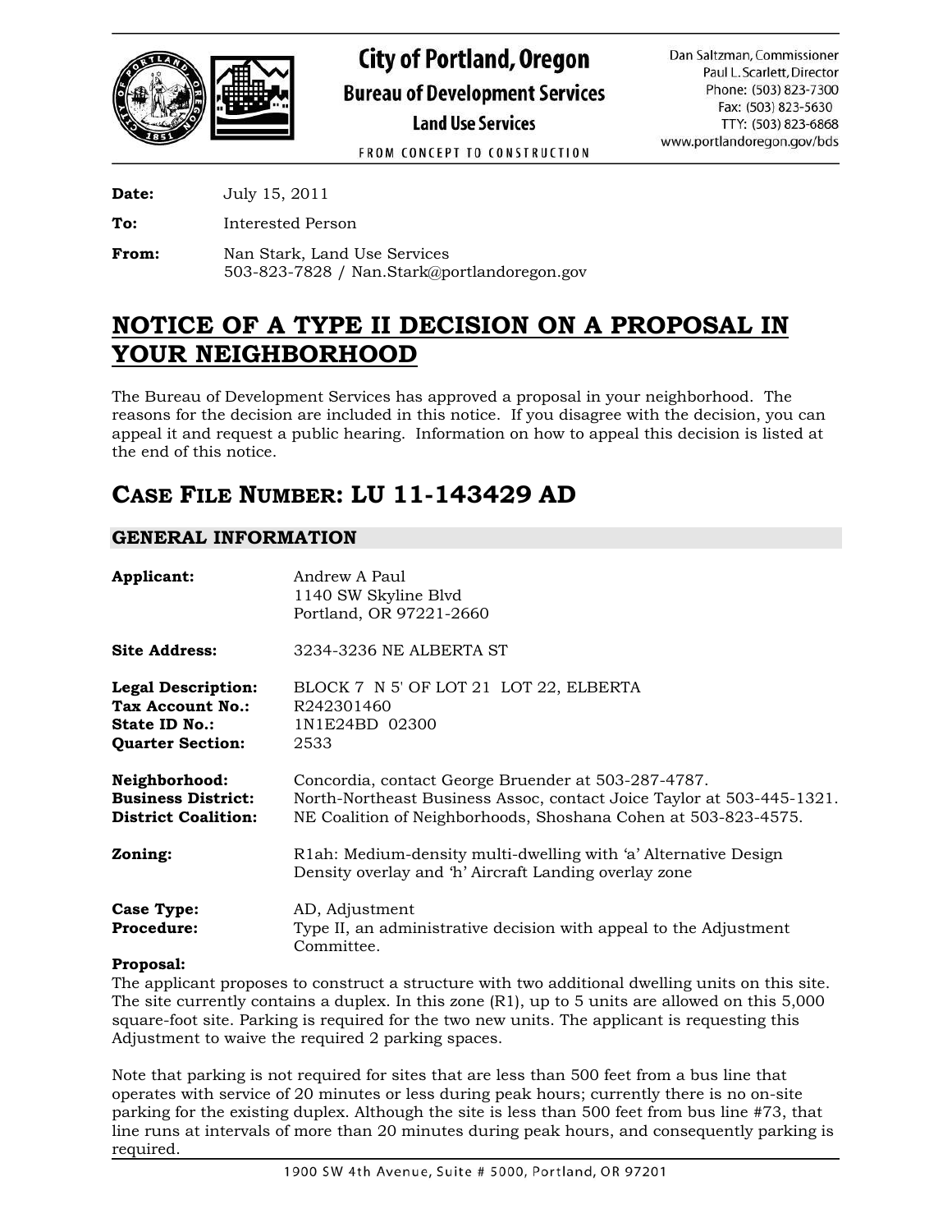# City of Portland, Oregon

## Bureau of Development Services

### Land Use Services

FROM CONCEPT TO CONSTRUCTION

Dan Saltzman, Commissioner
Paul L. Scarlett, Director
Phone: (503) 823-7300
Fax: (503) 823-5630
TTY: (503) 823-6868
www.portlandoregon.gov/bds

**Date:** July 15, 2011

**To:** Interested Person

**From:** Nan Stark, Land Use Services
503-823-7828 / Nan.Stark@portlandoregon.gov

# NOTICE OF A TYPE II DECISION ON A PROPOSAL IN YOUR NEIGHBORHOOD

The Bureau of Development Services has approved a proposal in your neighborhood. The reasons for the decision are included in this notice. If you disagree with the decision, you can appeal it and request a public hearing. Information on how to appeal this decision is listed at the end of this notice.

# CASE FILE NUMBER: LU 11-143429 AD

## GENERAL INFORMATION

**Applicant:** Andrew A Paul
1140 SW Skyline Blvd
Portland, OR 97221-2660

**Site Address:** 3234-3236 NE ALBERTA ST

**Legal Description:** BLOCK 7 N 5' OF LOT 21 LOT 22, ELBERTA
**Tax Account No.:** R242301460
**State ID No.:** 1N1E24BD 02300
**Quarter Section:** 2533

**Neighborhood:** Concordia, contact George Bruender at 503-287-4787.
**Business District:** North-Northeast Business Assoc, contact Joice Taylor at 503-445-1321.
**District Coalition:** NE Coalition of Neighborhoods, Shoshana Cohen at 503-823-4575.

**Zoning:** R1ah: Medium-density multi-dwelling with 'a' Alternative Design Density overlay and 'h' Aircraft Landing overlay zone

**Case Type:** AD, Adjustment
**Procedure:** Type II, an administrative decision with appeal to the Adjustment Committee.

**Proposal:**
The applicant proposes to construct a structure with two additional dwelling units on this site. The site currently contains a duplex. In this zone (R1), up to 5 units are allowed on this 5,000 square-foot site. Parking is required for the two new units. The applicant is requesting this Adjustment to waive the required 2 parking spaces.

Note that parking is not required for sites that are less than 500 feet from a bus line that operates with service of 20 minutes or less during peak hours; currently there is no on-site parking for the existing duplex. Although the site is less than 500 feet from bus line #73, that line runs at intervals of more than 20 minutes during peak hours, and consequently parking is required.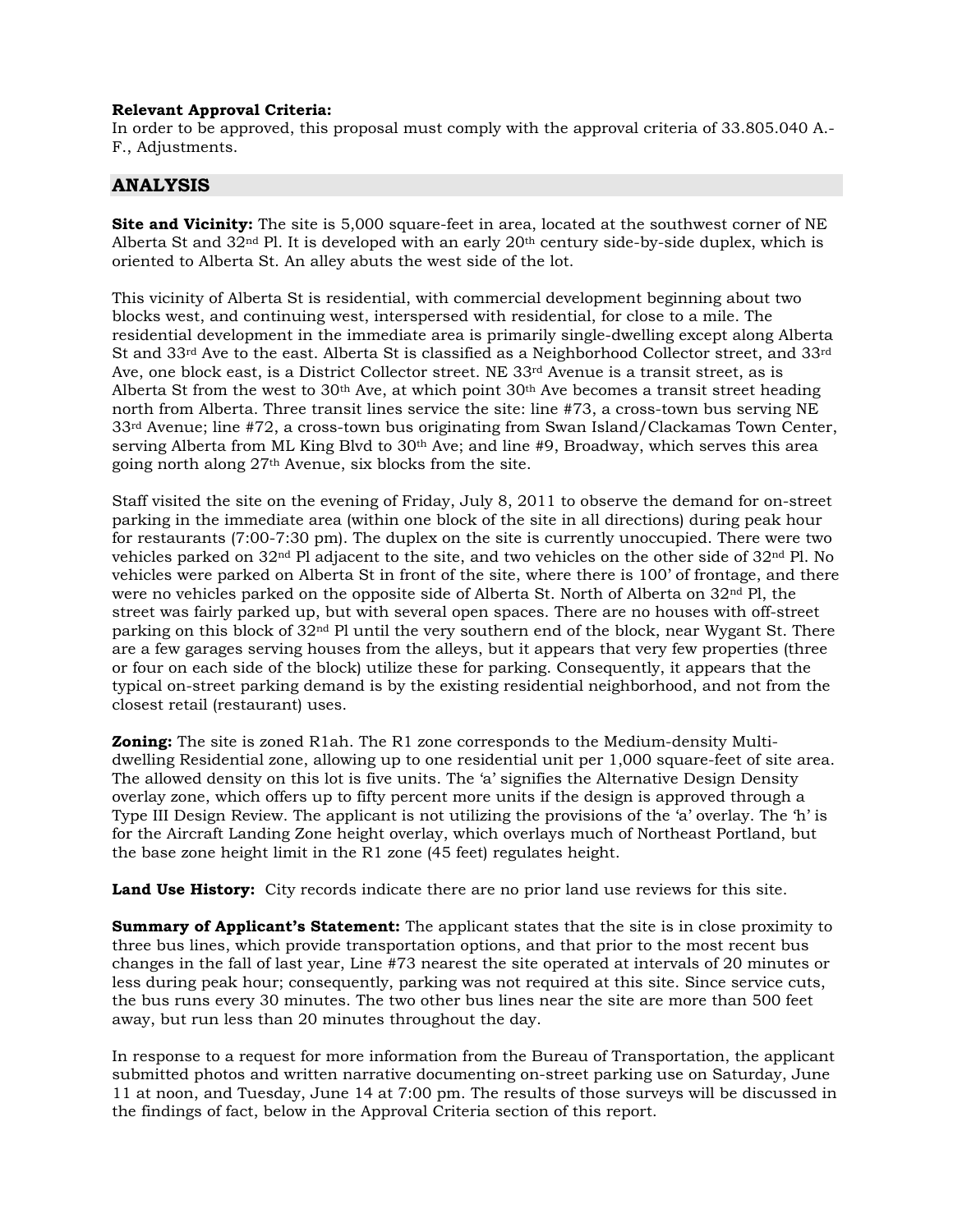**Relevant Approval Criteria:**
In order to be approved, this proposal must comply with the approval criteria of 33.805.040 A.-F., Adjustments.

## ANALYSIS

**Site and Vicinity:** The site is 5,000 square-feet in area, located at the southwest corner of NE Alberta St and 32nd Pl. It is developed with an early 20th century side-by-side duplex, which is oriented to Alberta St. An alley abuts the west side of the lot.

This vicinity of Alberta St is residential, with commercial development beginning about two blocks west, and continuing west, interspersed with residential, for close to a mile. The residential development in the immediate area is primarily single-dwelling except along Alberta St and 33rd Ave to the east. Alberta St is classified as a Neighborhood Collector street, and 33rd Ave, one block east, is a District Collector street. NE 33rd Avenue is a transit street, as is Alberta St from the west to 30th Ave, at which point 30th Ave becomes a transit street heading north from Alberta. Three transit lines service the site: line #73, a cross-town bus serving NE 33rd Avenue; line #72, a cross-town bus originating from Swan Island/Clackamas Town Center, serving Alberta from ML King Blvd to 30th Ave; and line #9, Broadway, which serves this area going north along 27th Avenue, six blocks from the site.

Staff visited the site on the evening of Friday, July 8, 2011 to observe the demand for on-street parking in the immediate area (within one block of the site in all directions) during peak hour for restaurants (7:00-7:30 pm). The duplex on the site is currently unoccupied. There were two vehicles parked on 32nd Pl adjacent to the site, and two vehicles on the other side of 32nd Pl. No vehicles were parked on Alberta St in front of the site, where there is 100' of frontage, and there were no vehicles parked on the opposite side of Alberta St. North of Alberta on 32nd Pl, the street was fairly parked up, but with several open spaces. There are no houses with off-street parking on this block of 32nd Pl until the very southern end of the block, near Wygant St. There are a few garages serving houses from the alleys, but it appears that very few properties (three or four on each side of the block) utilize these for parking. Consequently, it appears that the typical on-street parking demand is by the existing residential neighborhood, and not from the closest retail (restaurant) uses.

**Zoning:** The site is zoned R1ah. The R1 zone corresponds to the Medium-density Multi-dwelling Residential zone, allowing up to one residential unit per 1,000 square-feet of site area. The allowed density on this lot is five units. The 'a' signifies the Alternative Design Density overlay zone, which offers up to fifty percent more units if the design is approved through a Type III Design Review. The applicant is not utilizing the provisions of the 'a' overlay. The 'h' is for the Aircraft Landing Zone height overlay, which overlays much of Northeast Portland, but the base zone height limit in the R1 zone (45 feet) regulates height.

**Land Use History:** City records indicate there are no prior land use reviews for this site.

**Summary of Applicant's Statement:** The applicant states that the site is in close proximity to three bus lines, which provide transportation options, and that prior to the most recent bus changes in the fall of last year, Line #73 nearest the site operated at intervals of 20 minutes or less during peak hour; consequently, parking was not required at this site. Since service cuts, the bus runs every 30 minutes. The two other bus lines near the site are more than 500 feet away, but run less than 20 minutes throughout the day.

In response to a request for more information from the Bureau of Transportation, the applicant submitted photos and written narrative documenting on-street parking use on Saturday, June 11 at noon, and Tuesday, June 14 at 7:00 pm. The results of those surveys will be discussed in the findings of fact, below in the Approval Criteria section of this report.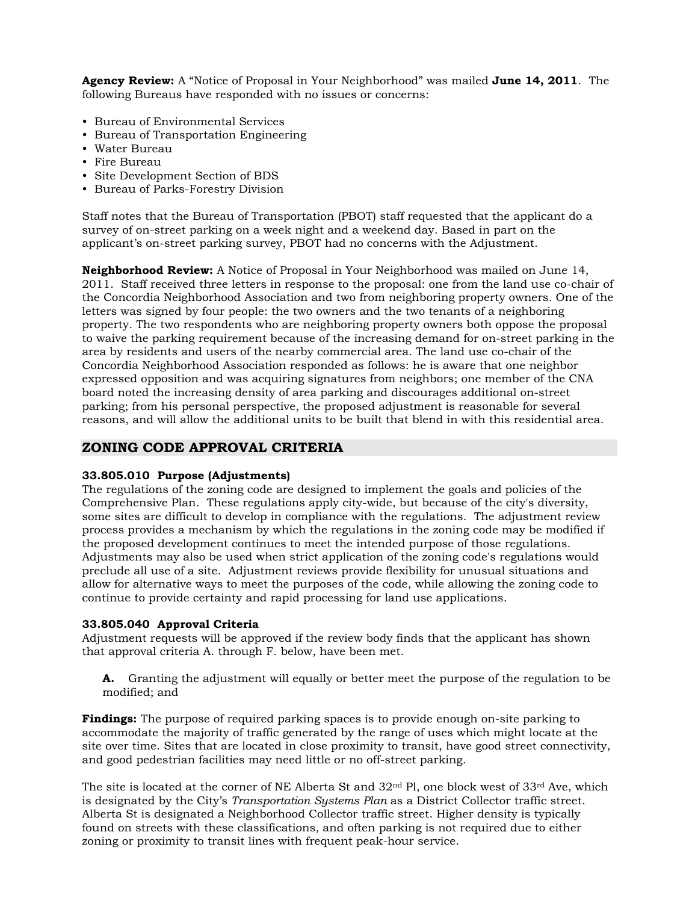**Agency Review:** A "Notice of Proposal in Your Neighborhood" was mailed **June 14, 2011**. The following Bureaus have responded with no issues or concerns:

- Bureau of Environmental Services
- Bureau of Transportation Engineering
- Water Bureau
- Fire Bureau
- Site Development Section of BDS
- Bureau of Parks-Forestry Division

Staff notes that the Bureau of Transportation (PBOT) staff requested that the applicant do a survey of on-street parking on a week night and a weekend day. Based in part on the applicant's on-street parking survey, PBOT had no concerns with the Adjustment.

**Neighborhood Review:** A Notice of Proposal in Your Neighborhood was mailed on June 14, 2011. Staff received three letters in response to the proposal: one from the land use co-chair of the Concordia Neighborhood Association and two from neighboring property owners. One of the letters was signed by four people: the two owners and the two tenants of a neighboring property. The two respondents who are neighboring property owners both oppose the proposal to waive the parking requirement because of the increasing demand for on-street parking in the area by residents and users of the nearby commercial area. The land use co-chair of the Concordia Neighborhood Association responded as follows: he is aware that one neighbor expressed opposition and was acquiring signatures from neighbors; one member of the CNA board noted the increasing density of area parking and discourages additional on-street parking; from his personal perspective, the proposed adjustment is reasonable for several reasons, and will allow the additional units to be built that blend in with this residential area.

## ZONING CODE APPROVAL CRITERIA

**33.805.010 Purpose (Adjustments)**
The regulations of the zoning code are designed to implement the goals and policies of the Comprehensive Plan. These regulations apply city-wide, but because of the city's diversity, some sites are difficult to develop in compliance with the regulations. The adjustment review process provides a mechanism by which the regulations in the zoning code may be modified if the proposed development continues to meet the intended purpose of those regulations. Adjustments may also be used when strict application of the zoning code's regulations would preclude all use of a site. Adjustment reviews provide flexibility for unusual situations and allow for alternative ways to meet the purposes of the code, while allowing the zoning code to continue to provide certainty and rapid processing for land use applications.

**33.805.040 Approval Criteria**
Adjustment requests will be approved if the review body finds that the applicant has shown that approval criteria A. through F. below, have been met.

> **A.** Granting the adjustment will equally or better meet the purpose of the regulation to be modified; and

**Findings:** The purpose of required parking spaces is to provide enough on-site parking to accommodate the majority of traffic generated by the range of uses which might locate at the site over time. Sites that are located in close proximity to transit, have good street connectivity, and good pedestrian facilities may need little or no off-street parking.

The site is located at the corner of NE Alberta St and 32nd Pl, one block west of 33rd Ave, which is designated by the City's *Transportation Systems Plan* as a District Collector traffic street. Alberta St is designated a Neighborhood Collector traffic street. Higher density is typically found on streets with these classifications, and often parking is not required due to either zoning or proximity to transit lines with frequent peak-hour service.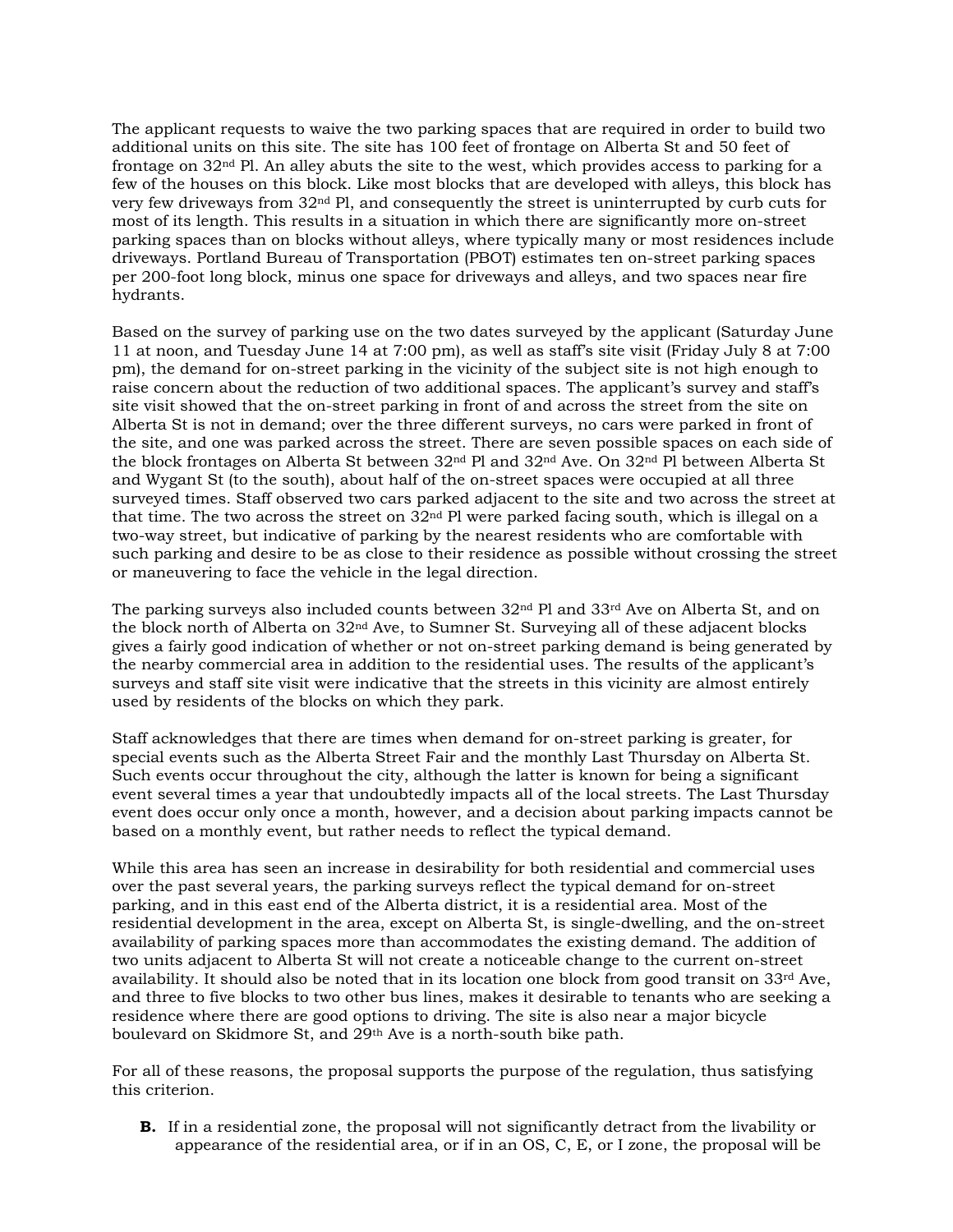The applicant requests to waive the two parking spaces that are required in order to build two additional units on this site. The site has 100 feet of frontage on Alberta St and 50 feet of frontage on 32nd Pl. An alley abuts the site to the west, which provides access to parking for a few of the houses on this block. Like most blocks that are developed with alleys, this block has very few driveways from 32nd Pl, and consequently the street is uninterrupted by curb cuts for most of its length. This results in a situation in which there are significantly more on-street parking spaces than on blocks without alleys, where typically many or most residences include driveways. Portland Bureau of Transportation (PBOT) estimates ten on-street parking spaces per 200-foot long block, minus one space for driveways and alleys, and two spaces near fire hydrants.

Based on the survey of parking use on the two dates surveyed by the applicant (Saturday June 11 at noon, and Tuesday June 14 at 7:00 pm), as well as staff's site visit (Friday July 8 at 7:00 pm), the demand for on-street parking in the vicinity of the subject site is not high enough to raise concern about the reduction of two additional spaces. The applicant's survey and staff's site visit showed that the on-street parking in front of and across the street from the site on Alberta St is not in demand; over the three different surveys, no cars were parked in front of the site, and one was parked across the street. There are seven possible spaces on each side of the block frontages on Alberta St between 32nd Pl and 32nd Ave. On 32nd Pl between Alberta St and Wygant St (to the south), about half of the on-street spaces were occupied at all three surveyed times. Staff observed two cars parked adjacent to the site and two across the street at that time. The two across the street on 32nd Pl were parked facing south, which is illegal on a two-way street, but indicative of parking by the nearest residents who are comfortable with such parking and desire to be as close to their residence as possible without crossing the street or maneuvering to face the vehicle in the legal direction.

The parking surveys also included counts between 32nd Pl and 33rd Ave on Alberta St, and on the block north of Alberta on 32nd Ave, to Sumner St. Surveying all of these adjacent blocks gives a fairly good indication of whether or not on-street parking demand is being generated by the nearby commercial area in addition to the residential uses. The results of the applicant's surveys and staff site visit were indicative that the streets in this vicinity are almost entirely used by residents of the blocks on which they park.

Staff acknowledges that there are times when demand for on-street parking is greater, for special events such as the Alberta Street Fair and the monthly Last Thursday on Alberta St. Such events occur throughout the city, although the latter is known for being a significant event several times a year that undoubtedly impacts all of the local streets. The Last Thursday event does occur only once a month, however, and a decision about parking impacts cannot be based on a monthly event, but rather needs to reflect the typical demand.

While this area has seen an increase in desirability for both residential and commercial uses over the past several years, the parking surveys reflect the typical demand for on-street parking, and in this east end of the Alberta district, it is a residential area. Most of the residential development in the area, except on Alberta St, is single-dwelling, and the on-street availability of parking spaces more than accommodates the existing demand. The addition of two units adjacent to Alberta St will not create a noticeable change to the current on-street availability. It should also be noted that in its location one block from good transit on 33rd Ave, and three to five blocks to two other bus lines, makes it desirable to tenants who are seeking a residence where there are good options to driving. The site is also near a major bicycle boulevard on Skidmore St, and 29th Ave is a north-south bike path.

For all of these reasons, the proposal supports the purpose of the regulation, thus satisfying this criterion.

**B.** If in a residential zone, the proposal will not significantly detract from the livability or appearance of the residential area, or if in an OS, C, E, or I zone, the proposal will be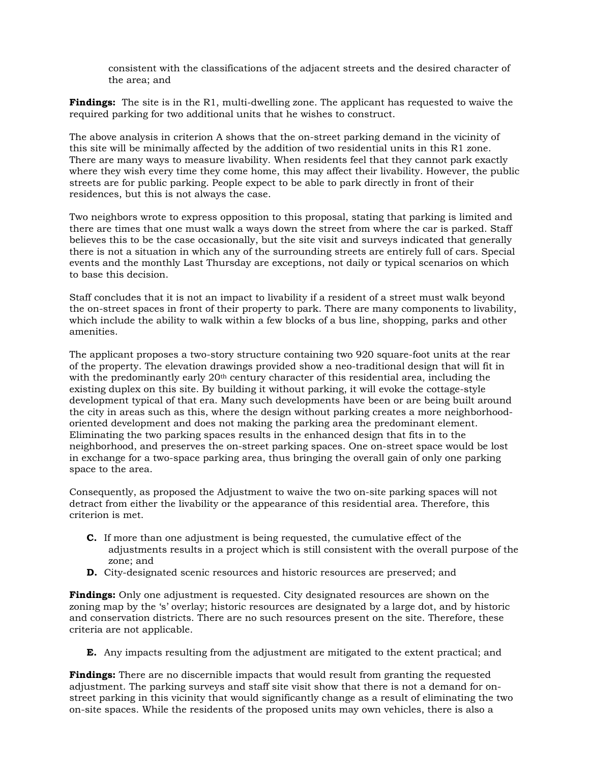consistent with the classifications of the adjacent streets and the desired character of the area; and

**Findings:** The site is in the R1, multi-dwelling zone. The applicant has requested to waive the required parking for two additional units that he wishes to construct.

The above analysis in criterion A shows that the on-street parking demand in the vicinity of this site will be minimally affected by the addition of two residential units in this R1 zone. There are many ways to measure livability. When residents feel that they cannot park exactly where they wish every time they come home, this may affect their livability. However, the public streets are for public parking. People expect to be able to park directly in front of their residences, but this is not always the case.

Two neighbors wrote to express opposition to this proposal, stating that parking is limited and there are times that one must walk a ways down the street from where the car is parked. Staff believes this to be the case occasionally, but the site visit and surveys indicated that generally there is not a situation in which any of the surrounding streets are entirely full of cars. Special events and the monthly Last Thursday are exceptions, not daily or typical scenarios on which to base this decision.

Staff concludes that it is not an impact to livability if a resident of a street must walk beyond the on-street spaces in front of their property to park. There are many components to livability, which include the ability to walk within a few blocks of a bus line, shopping, parks and other amenities.

The applicant proposes a two-story structure containing two 920 square-foot units at the rear of the property. The elevation drawings provided show a neo-traditional design that will fit in with the predominantly early 20th century character of this residential area, including the existing duplex on this site. By building it without parking, it will evoke the cottage-style development typical of that era. Many such developments have been or are being built around the city in areas such as this, where the design without parking creates a more neighborhood-oriented development and does not making the parking area the predominant element. Eliminating the two parking spaces results in the enhanced design that fits in to the neighborhood, and preserves the on-street parking spaces. One on-street space would be lost in exchange for a two-space parking area, thus bringing the overall gain of only one parking space to the area.

Consequently, as proposed the Adjustment to waive the two on-site parking spaces will not detract from either the livability or the appearance of this residential area. Therefore, this criterion is met.

- **C.** If more than one adjustment is being requested, the cumulative effect of the adjustments results in a project which is still consistent with the overall purpose of the zone; and
- **D.** City-designated scenic resources and historic resources are preserved; and

**Findings:** Only one adjustment is requested. City designated resources are shown on the zoning map by the 's' overlay; historic resources are designated by a large dot, and by historic and conservation districts. There are no such resources present on the site. Therefore, these criteria are not applicable.

- **E.** Any impacts resulting from the adjustment are mitigated to the extent practical; and

**Findings:** There are no discernible impacts that would result from granting the requested adjustment. The parking surveys and staff site visit show that there is not a demand for on-street parking in this vicinity that would significantly change as a result of eliminating the two on-site spaces. While the residents of the proposed units may own vehicles, there is also a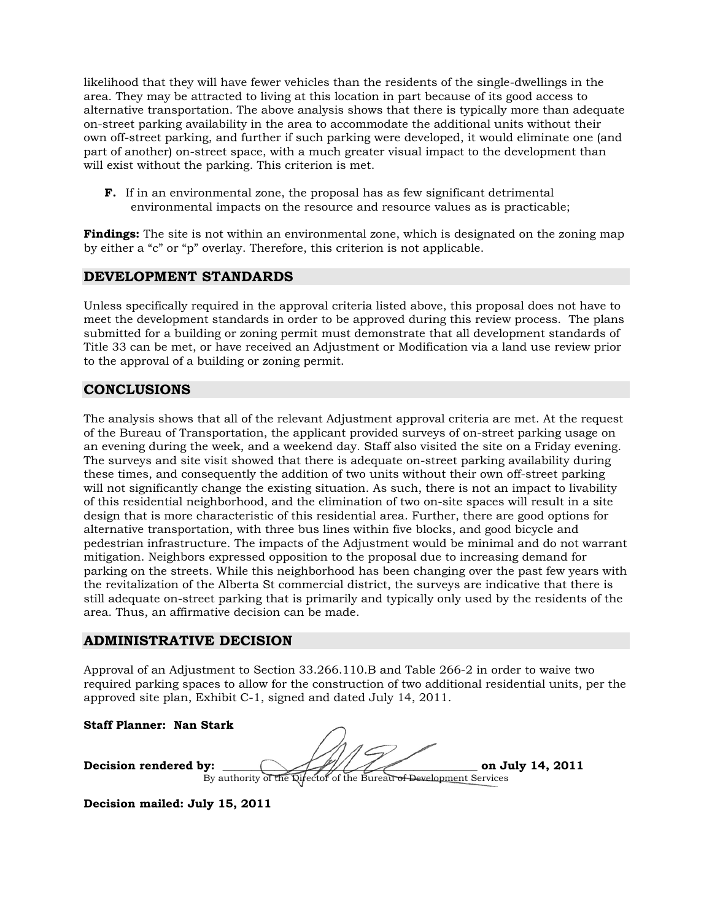likelihood that they will have fewer vehicles than the residents of the single-dwellings in the area. They may be attracted to living at this location in part because of its good access to alternative transportation. The above analysis shows that there is typically more than adequate on-street parking availability in the area to accommodate the additional units without their own off-street parking, and further if such parking were developed, it would eliminate one (and part of another) on-street space, with a much greater visual impact to the development than will exist without the parking. This criterion is met.

**F.** If in an environmental zone, the proposal has as few significant detrimental environmental impacts on the resource and resource values as is practicable;

**Findings:** The site is not within an environmental zone, which is designated on the zoning map by either a "c" or "p" overlay. Therefore, this criterion is not applicable.

## DEVELOPMENT STANDARDS

Unless specifically required in the approval criteria listed above, this proposal does not have to meet the development standards in order to be approved during this review process. The plans submitted for a building or zoning permit must demonstrate that all development standards of Title 33 can be met, or have received an Adjustment or Modification via a land use review prior to the approval of a building or zoning permit.

## CONCLUSIONS

The analysis shows that all of the relevant Adjustment approval criteria are met. At the request of the Bureau of Transportation, the applicant provided surveys of on-street parking usage on an evening during the week, and a weekend day. Staff also visited the site on a Friday evening. The surveys and site visit showed that there is adequate on-street parking availability during these times, and consequently the addition of two units without their own off-street parking will not significantly change the existing situation. As such, there is not an impact to livability of this residential neighborhood, and the elimination of two on-site spaces will result in a site design that is more characteristic of this residential area. Further, there are good options for alternative transportation, with three bus lines within five blocks, and good bicycle and pedestrian infrastructure. The impacts of the Adjustment would be minimal and do not warrant mitigation. Neighbors expressed opposition to the proposal due to increasing demand for parking on the streets. While this neighborhood has been changing over the past few years with the revitalization of the Alberta St commercial district, the surveys are indicative that there is still adequate on-street parking that is primarily and typically only used by the residents of the area. Thus, an affirmative decision can be made.

## ADMINISTRATIVE DECISION

Approval of an Adjustment to Section 33.266.110.B and Table 266-2 in order to waive two required parking spaces to allow for the construction of two additional residential units, per the approved site plan, Exhibit C-1, signed and dated July 14, 2011.

**Staff Planner: Nan Stark**

**Decision rendered by:** ______________________________ **on July 14, 2011**
By authority of the Director of the Bureau of Development Services

**Decision mailed: July 15, 2011**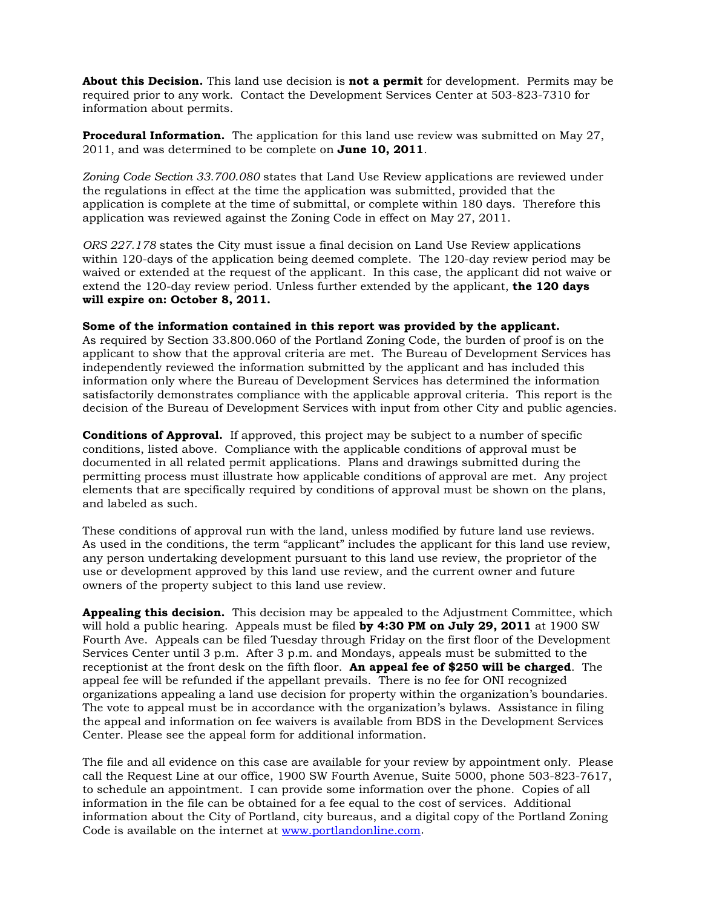**About this Decision.** This land use decision is **not a permit** for development. Permits may be required prior to any work. Contact the Development Services Center at 503-823-7310 for information about permits.

**Procedural Information.** The application for this land use review was submitted on May 27, 2011, and was determined to be complete on **June 10, 2011**.

*Zoning Code Section 33.700.080* states that Land Use Review applications are reviewed under the regulations in effect at the time the application was submitted, provided that the application is complete at the time of submittal, or complete within 180 days. Therefore this application was reviewed against the Zoning Code in effect on May 27, 2011.

*ORS 227.178* states the City must issue a final decision on Land Use Review applications within 120-days of the application being deemed complete. The 120-day review period may be waived or extended at the request of the applicant. In this case, the applicant did not waive or extend the 120-day review period. Unless further extended by the applicant, **the 120 days will expire on: October 8, 2011.**

**Some of the information contained in this report was provided by the applicant.**
As required by Section 33.800.060 of the Portland Zoning Code, the burden of proof is on the applicant to show that the approval criteria are met. The Bureau of Development Services has independently reviewed the information submitted by the applicant and has included this information only where the Bureau of Development Services has determined the information satisfactorily demonstrates compliance with the applicable approval criteria. This report is the decision of the Bureau of Development Services with input from other City and public agencies.

**Conditions of Approval.** If approved, this project may be subject to a number of specific conditions, listed above. Compliance with the applicable conditions of approval must be documented in all related permit applications. Plans and drawings submitted during the permitting process must illustrate how applicable conditions of approval are met. Any project elements that are specifically required by conditions of approval must be shown on the plans, and labeled as such.

These conditions of approval run with the land, unless modified by future land use reviews. As used in the conditions, the term "applicant" includes the applicant for this land use review, any person undertaking development pursuant to this land use review, the proprietor of the use or development approved by this land use review, and the current owner and future owners of the property subject to this land use review.

**Appealing this decision.** This decision may be appealed to the Adjustment Committee, which will hold a public hearing. Appeals must be filed **by 4:30 PM on July 29, 2011** at 1900 SW Fourth Ave. Appeals can be filed Tuesday through Friday on the first floor of the Development Services Center until 3 p.m. After 3 p.m. and Mondays, appeals must be submitted to the receptionist at the front desk on the fifth floor. **An appeal fee of $250 will be charged**. The appeal fee will be refunded if the appellant prevails. There is no fee for ONI recognized organizations appealing a land use decision for property within the organization's boundaries. The vote to appeal must be in accordance with the organization's bylaws. Assistance in filing the appeal and information on fee waivers is available from BDS in the Development Services Center. Please see the appeal form for additional information.

The file and all evidence on this case are available for your review by appointment only. Please call the Request Line at our office, 1900 SW Fourth Avenue, Suite 5000, phone 503-823-7617, to schedule an appointment. I can provide some information over the phone. Copies of all information in the file can be obtained for a fee equal to the cost of services. Additional information about the City of Portland, city bureaus, and a digital copy of the Portland Zoning Code is available on the internet at www.portlandonline.com.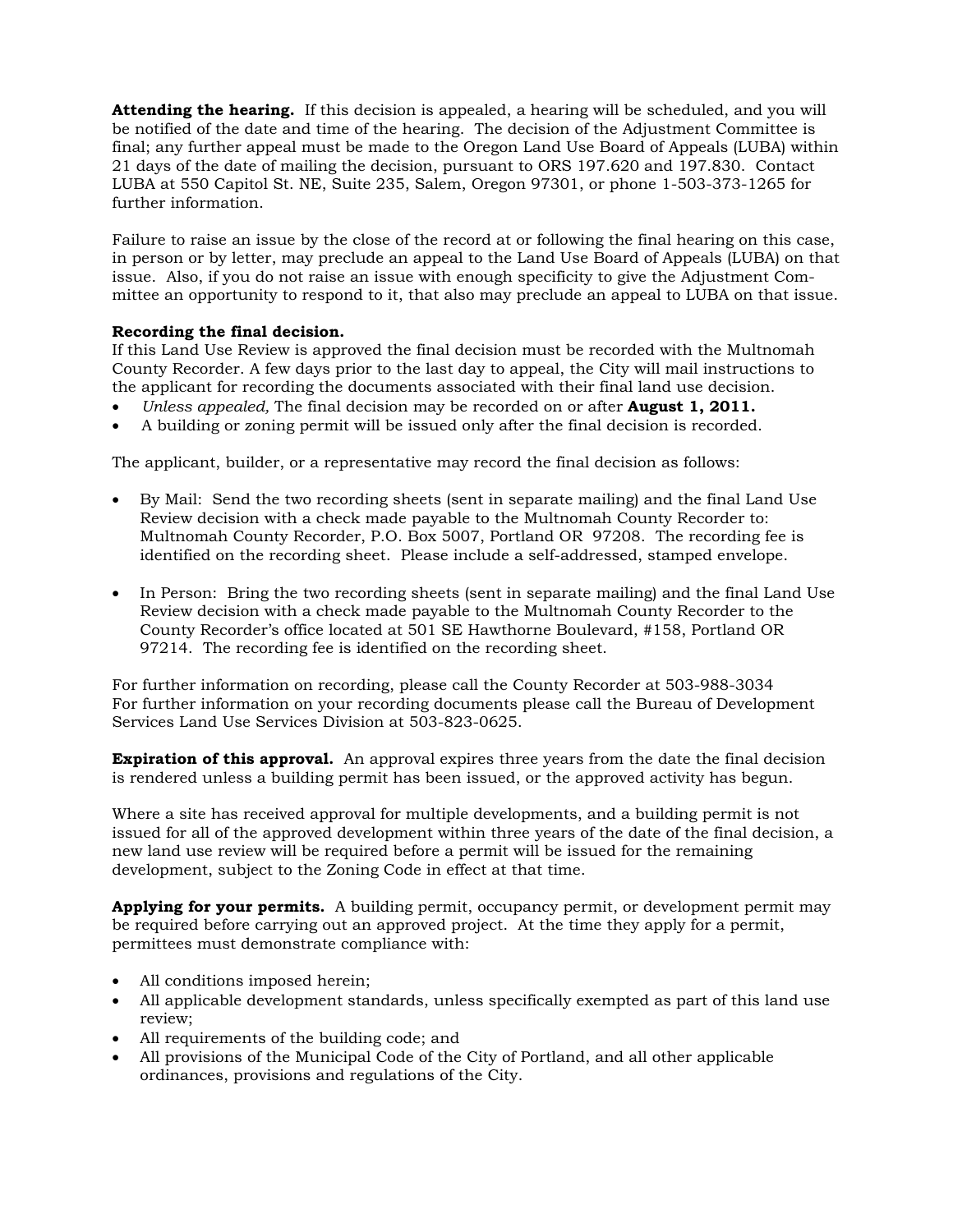**Attending the hearing.** If this decision is appealed, a hearing will be scheduled, and you will be notified of the date and time of the hearing. The decision of the Adjustment Committee is final; any further appeal must be made to the Oregon Land Use Board of Appeals (LUBA) within 21 days of the date of mailing the decision, pursuant to ORS 197.620 and 197.830. Contact LUBA at 550 Capitol St. NE, Suite 235, Salem, Oregon 97301, or phone 1-503-373-1265 for further information.

Failure to raise an issue by the close of the record at or following the final hearing on this case, in person or by letter, may preclude an appeal to the Land Use Board of Appeals (LUBA) on that issue. Also, if you do not raise an issue with enough specificity to give the Adjustment Committee an opportunity to respond to it, that also may preclude an appeal to LUBA on that issue.

**Recording the final decision.**
If this Land Use Review is approved the final decision must be recorded with the Multnomah County Recorder. A few days prior to the last day to appeal, the City will mail instructions to the applicant for recording the documents associated with their final land use decision.

- *Unless appealed,* The final decision may be recorded on or after **August 1, 2011.**
- A building or zoning permit will be issued only after the final decision is recorded.

The applicant, builder, or a representative may record the final decision as follows:

- By Mail: Send the two recording sheets (sent in separate mailing) and the final Land Use Review decision with a check made payable to the Multnomah County Recorder to: Multnomah County Recorder, P.O. Box 5007, Portland OR 97208. The recording fee is identified on the recording sheet. Please include a self-addressed, stamped envelope.

- In Person: Bring the two recording sheets (sent in separate mailing) and the final Land Use Review decision with a check made payable to the Multnomah County Recorder to the County Recorder's office located at 501 SE Hawthorne Boulevard, #158, Portland OR 97214. The recording fee is identified on the recording sheet.

For further information on recording, please call the County Recorder at 503-988-3034
For further information on your recording documents please call the Bureau of Development Services Land Use Services Division at 503-823-0625.

**Expiration of this approval.** An approval expires three years from the date the final decision is rendered unless a building permit has been issued, or the approved activity has begun.

Where a site has received approval for multiple developments, and a building permit is not issued for all of the approved development within three years of the date of the final decision, a new land use review will be required before a permit will be issued for the remaining development, subject to the Zoning Code in effect at that time.

**Applying for your permits.** A building permit, occupancy permit, or development permit may be required before carrying out an approved project. At the time they apply for a permit, permittees must demonstrate compliance with:

- All conditions imposed herein;
- All applicable development standards, unless specifically exempted as part of this land use review;
- All requirements of the building code; and
- All provisions of the Municipal Code of the City of Portland, and all other applicable ordinances, provisions and regulations of the City.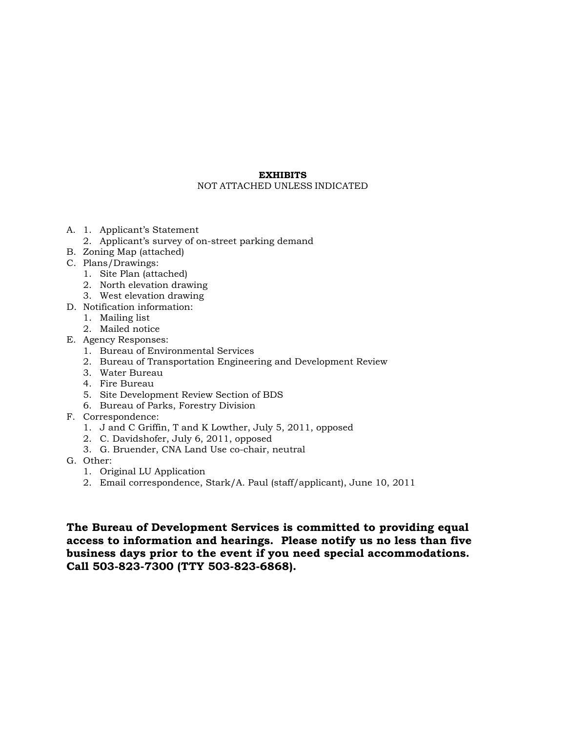**EXHIBITS**

NOT ATTACHED UNLESS INDICATED

A. 1. Applicant's Statement
   2. Applicant's survey of on-street parking demand
B. Zoning Map (attached)
C. Plans/Drawings:
   1. Site Plan (attached)
   2. North elevation drawing
   3. West elevation drawing
D. Notification information:
   1. Mailing list
   2. Mailed notice
E. Agency Responses:
   1. Bureau of Environmental Services
   2. Bureau of Transportation Engineering and Development Review
   3. Water Bureau
   4. Fire Bureau
   5. Site Development Review Section of BDS
   6. Bureau of Parks, Forestry Division
F. Correspondence:
   1. J and C Griffin, T and K Lowther, July 5, 2011, opposed
   2. C. Davidshofer, July 6, 2011, opposed
   3. G. Bruender, CNA Land Use co-chair, neutral
G. Other:
   1. Original LU Application
   2. Email correspondence, Stark/A. Paul (staff/applicant), June 10, 2011

**The Bureau of Development Services is committed to providing equal access to information and hearings. Please notify us no less than five business days prior to the event if you need special accommodations. Call 503-823-7300 (TTY 503-823-6868).**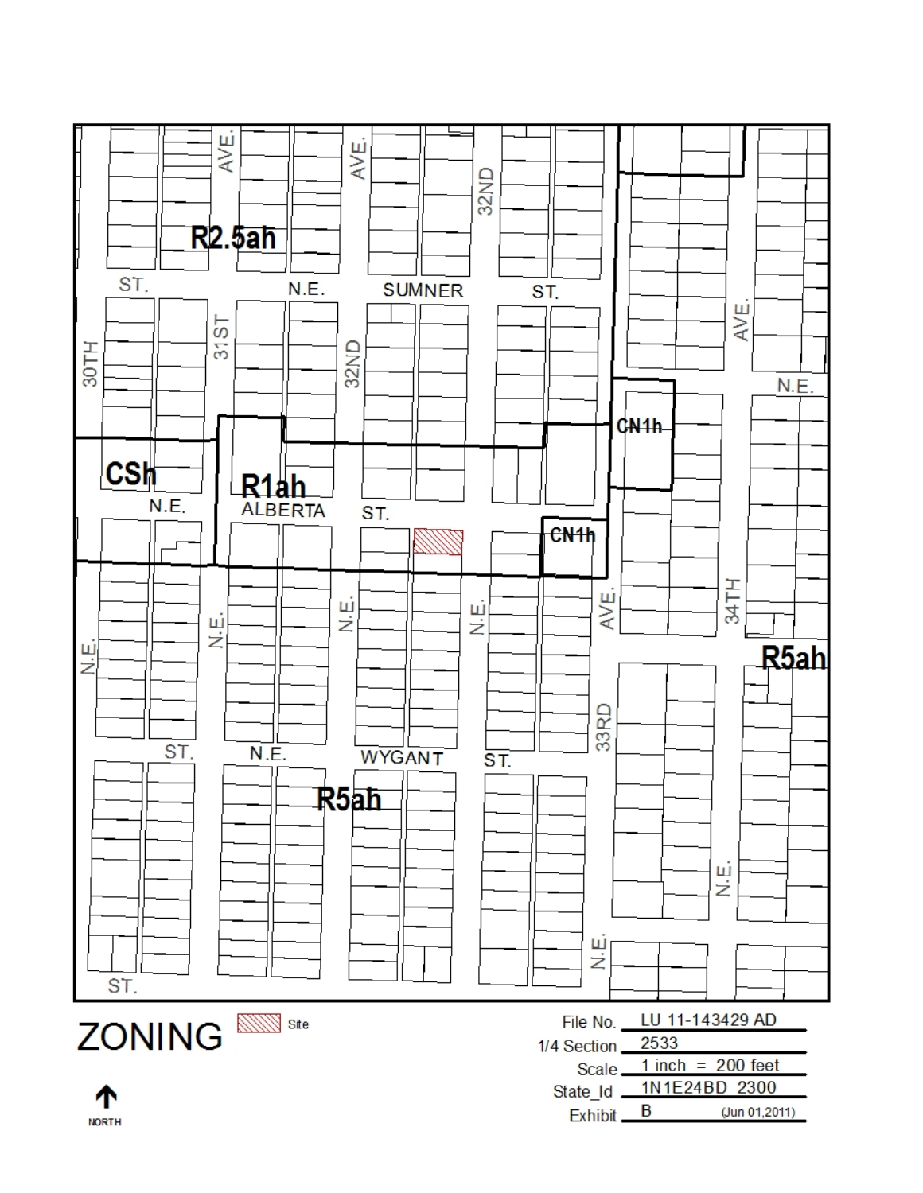# ZONING

Site

NORTH

File No. LU 11-143429 AD

1/4 Section 2533

Scale 1 inch = 200 feet

State_Id 1N1E24BD 2300

Exhibit B (Jun 01,2011)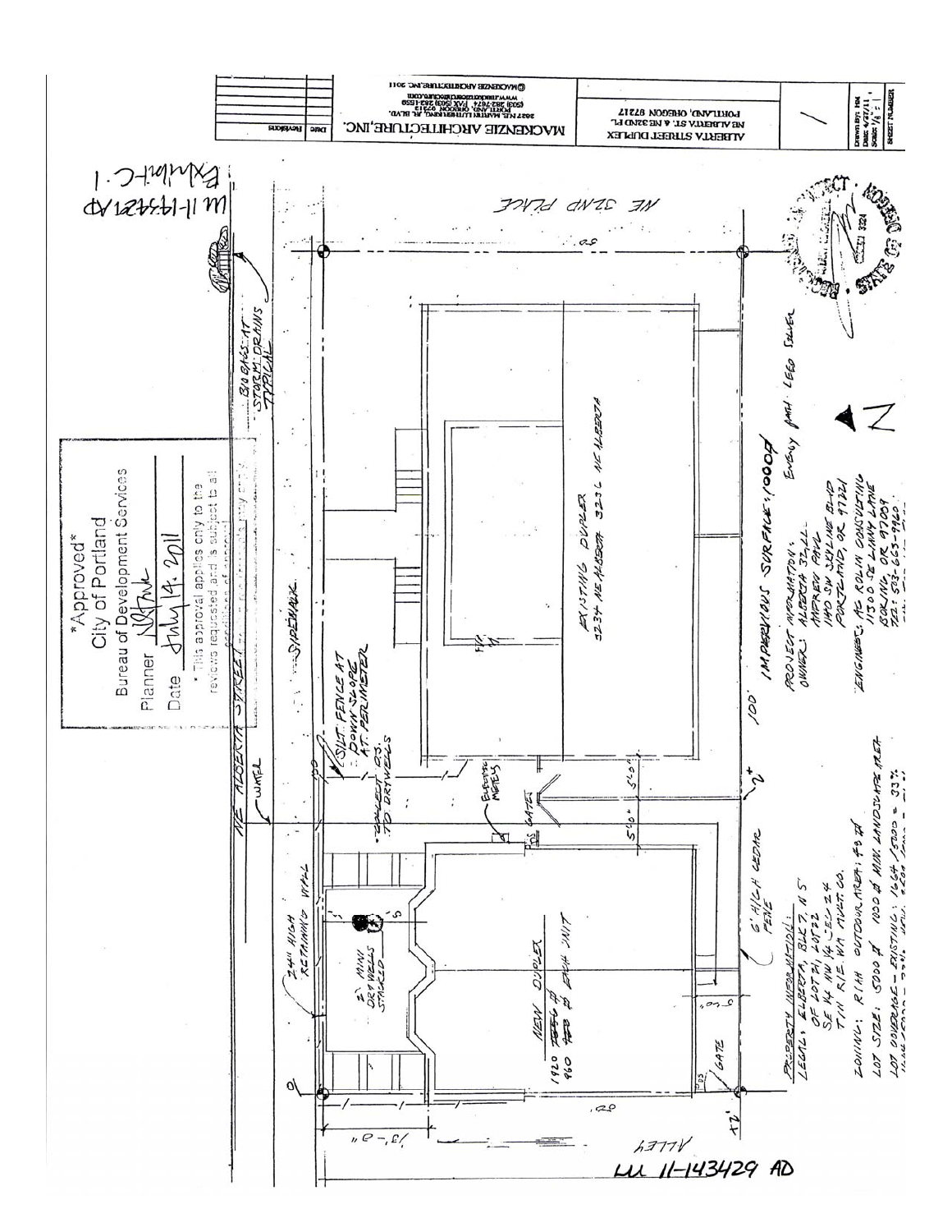*Approved*
City of Portland
Bureau of Development Services

Planner [signature]

Date July 14, 2011

* This approval applies only to the reviews requested and is subject to all conditions of approval.

Exhibit C.1

LU 11-143429 AD

MACKENZIE ARCHITECTURE, INC.

2827 N.E. MARTIN LUTHER KING, JR. BLVD.
PORTLAND, OREGON 97212
(503) 282-7874 FAX (503) 282-1559
WWW.MACKENZIEARCHITECTURE.COM

© MACKENZIE ARCHITECTURE, INC. 2011

ALBERTA STREET DUPLEX
NE ALBERTA ST. & NE 32ND PL.
PORTLAND, OREGON 97217

Date | Revisions

Drawn By: HM
Date: 4/27/11
Scale: 1/8" = 1'
SHEET NUMBER
1

NE ALBERTA STREET

NE 32ND PLACE

ALLEY

SIDEWALK

WATER

BIO BASS AT STORM DRAINS TYPICAL

SILT FENCE AT DOWN SLOPE AT PERIMETER

CONNECT DS. TO DRYWELLS

ELECTRIC METERS

GATE

24" HIGH RETAINING WALL

2' MINI DRYWELLS STACKED

NEW DUPLEX
1920 # 960 # EACH UNIT

6' HIGH CEDAR FENCE

EXISTING DUPLEX
3234 NE ALBERTA 3236 NE ALBERTA

IMPERVIOUS SURFACE: 1000 #

100'

50'

5'0"

13'-3"

PROPERTY INFORMATION:
LEGAL: ELBERTA, BLK 7, N 5' OF LOT 21, LOT 22
SE 1/4 NW 1/4 SEC 24
T1N R1E, WM MULT. CO.

ZONING: R1AH OUTDOOR AREA: 48 #

LOT SIZE: 5000 # 1000 # MIN. LANDSCAPE AREA

LOT COVERAGE - EXISTING: 1664 / 5000 = 33%

PROJECT INFORMATION:
OWNER: ALBERTA 32, LLC
ANDREW PAUL
1140 SW SKYLINE BLVD
PORTLAND, OR 97221

ENGINEER: AC ROLIN CONSULTING
1300 SE LINNY LANE
BORING, OR 97009
TEL: 503-663-9820

ENERGY [...] LEED SILVER

N

REGISTERED ARCHITECT · STATE OF OREGON · 3324